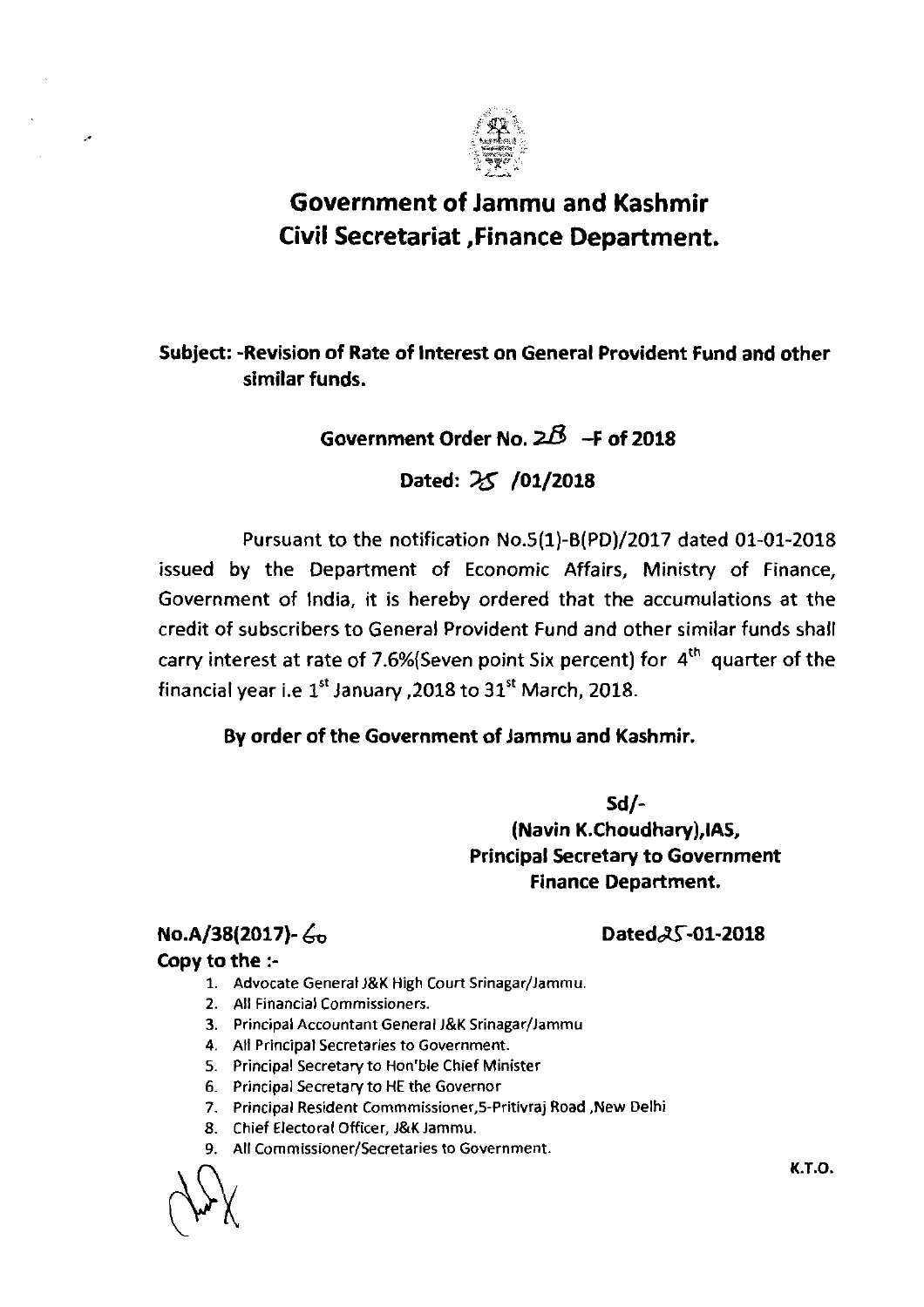# Government of Jammu and Kashmir
## Civil Secretariat ,Finance Department.

**Subject: -Revision of Rate of Interest on General Provident Fund and other similar funds.**

**Government Order No. 28 -F of 2018**

**Dated: 25 /01/2018**

Pursuant to the notification No.5(1)-B(PD)/2017 dated 01-01-2018 issued by the Department of Economic Affairs, Ministry of Finance, Government of India, it is hereby ordered that the accumulations at the credit of subscribers to General Provident Fund and other similar funds shall carry interest at rate of 7.6%(Seven point Six percent) for 4th quarter of the financial year i.e 1st January ,2018 to 31st March, 2018.

**By order of the Government of Jammu and Kashmir.**

**Sd/-**
**(Navin K.Choudhary),IAS,**
**Principal Secretary to Government**
**Finance Department.**

**No.A/38(2017)- 60** **Dated25-01-2018**

**Copy to the :-**

1. Advocate General J&K High Court Srinagar/Jammu.
2. All Financial Commissioners.
3. Principal Accountant General J&K Srinagar/Jammu
4. All Principal Secretaries to Government.
5. Principal Secretary to Hon'ble Chief Minister
6. Principal Secretary to HE the Governor
7. Principal Resident Commmissioner,5-Pritivraj Road ,New Delhi
8. Chief Electoral Officer, J&K Jammu.
9. All Commissioner/Secretaries to Government.

K.T.O.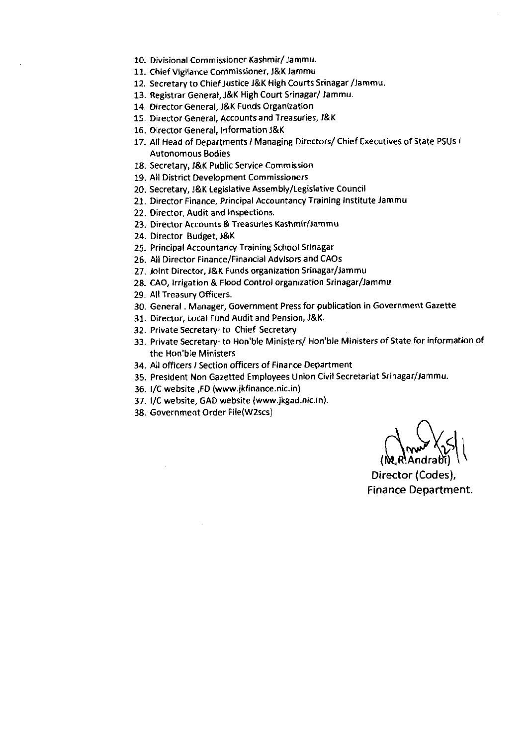10. Divisional Commissioner Kashmir/ Jammu.
11. Chief Vigilance Commissioner, J&K Jammu
12. Secretary to Chief Justice J&K High Courts Srinagar /Jammu.
13. Registrar General, J&K High Court Srinagar/ Jammu.
14. Director General, J&K Funds Organization
15. Director General, Accounts and Treasuries, J&K
16. Director General, Information J&K
17. All Head of Departments / Managing Directors/ Chief Executives of State PSUs / Autonomous Bodies
18. Secretary, J&K Public Service Commission
19. All District Development Commissioners
20. Secretary, J&K Legislative Assembly/Legislative Council
21. Director Finance, Principal Accountancy Training Institute Jammu
22. Director, Audit and Inspections.
23. Director Accounts & Treasuries Kashmir/Jammu
24. Director Budget, J&K
25. Principal Accountancy Training School Srinagar
26. All Director Finance/Financial Advisors and CAOs
27. Joint Director, J&K Funds organization Srinagar/Jammu
28. CAO, Irrigation & Flood Control organization Srinagar/Jammu
29. All Treasury Officers.
30. General . Manager, Government Press for publication in Government Gazette
31. Director, Local Fund Audit and Pension, J&K.
32. Private Secretary· to Chief Secretary
33. Private Secretary· to Hon'ble Ministers/ Hon'ble Ministers of State for information of the Hon'ble Ministers
34. All officers / Section officers of Finance Department
35. President Non Gazetted Employees Union Civil Secretariat Srinagar/Jammu.
36. I/C website ,FD (www.jkfinance.nic.in)
37. I/C website, GAD website (www.jkgad.nic.in).
38. Government Order File(W2scs)

(M.R.Andrabi)
Director (Codes),
Finance Department.